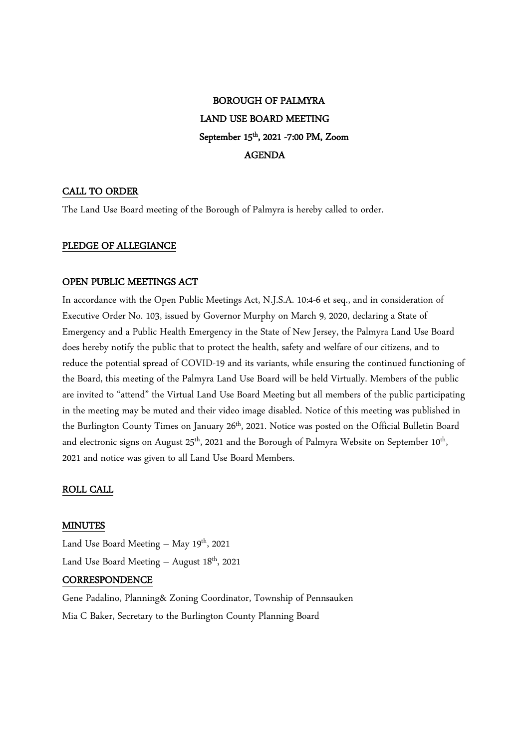# BOROUGH OF PALMYRA
## LAND USE BOARD MEETING
## September 15th, 2021 -7:00 PM, Zoom
## AGENDA

**CALL TO ORDER**

The Land Use Board meeting of the Borough of Palmyra is hereby called to order.

**PLEDGE OF ALLEGIANCE**

**OPEN PUBLIC MEETINGS ACT**

In accordance with the Open Public Meetings Act, N.J.S.A. 10:4-6 et seq., and in consideration of Executive Order No. 103, issued by Governor Murphy on March 9, 2020, declaring a State of Emergency and a Public Health Emergency in the State of New Jersey, the Palmyra Land Use Board does hereby notify the public that to protect the health, safety and welfare of our citizens, and to reduce the potential spread of COVID-19 and its variants, while ensuring the continued functioning of the Board, this meeting of the Palmyra Land Use Board will be held Virtually. Members of the public are invited to "attend" the Virtual Land Use Board Meeting but all members of the public participating in the meeting may be muted and their video image disabled. Notice of this meeting was published in the Burlington County Times on January 26th, 2021. Notice was posted on the Official Bulletin Board and electronic signs on August 25th, 2021 and the Borough of Palmyra Website on September 10th, 2021 and notice was given to all Land Use Board Members.

**ROLL CALL**

**MINUTES**

Land Use Board Meeting – May 19th, 2021

Land Use Board Meeting – August 18th, 2021

**CORRESPONDENCE**

Gene Padalino, Planning& Zoning Coordinator, Township of Pennsauken

Mia C Baker, Secretary to the Burlington County Planning Board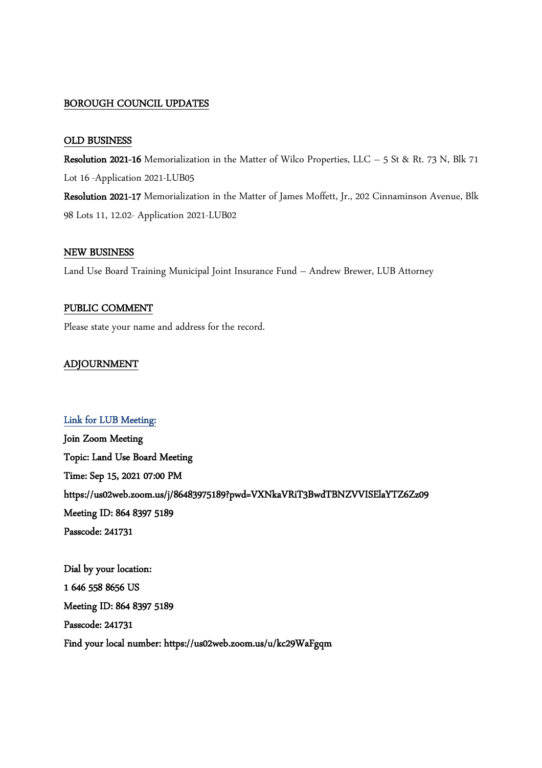## BOROUGH COUNCIL UPDATES

## OLD BUSINESS

**Resolution 2021-16** Memorialization in the Matter of Wilco Properties, LLC – 5 St & Rt. 73 N, Blk 71 Lot 16 -Application 2021-LUB05

**Resolution 2021-17** Memorialization in the Matter of James Moffett, Jr., 202 Cinnaminson Avenue, Blk 98 Lots 11, 12.02- Application 2021-LUB02

## NEW BUSINESS

Land Use Board Training Municipal Joint Insurance Fund – Andrew Brewer, LUB Attorney

## PUBLIC COMMENT

Please state your name and address for the record.

## ADJOURNMENT

Link for LUB Meeting:

**Join Zoom Meeting**
**Topic: Land Use Board Meeting**
**Time: Sep 15, 2021 07:00 PM**
**https://us02web.zoom.us/j/86483975189?pwd=VXNkaVRiT3BwdTBNZVVISElaYTZ6Zz09**
**Meeting ID: 864 8397 5189**
**Passcode: 241731**

**Dial by your location:**
**1 646 558 8656 US**
**Meeting ID: 864 8397 5189**
**Passcode: 241731**
**Find your local number: https://us02web.zoom.us/u/kc29WaFgqm**